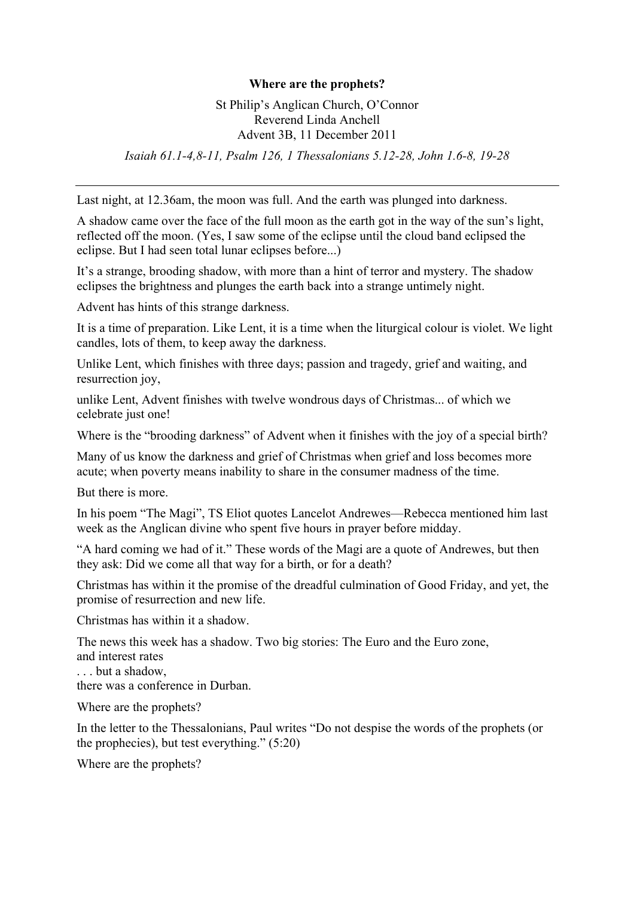**Where are the prophets?**

St Philip's Anglican Church, O'Connor
Reverend Linda Anchell
Advent 3B, 11 December 2011

*Isaiah 61.1-4,8-11, Psalm 126, 1 Thessalonians 5.12-28, John 1.6-8, 19-28*

---

Last night, at 12.36am, the moon was full. And the earth was plunged into darkness.

A shadow came over the face of the full moon as the earth got in the way of the sun's light, reflected off the moon. (Yes, I saw some of the eclipse until the cloud band eclipsed the eclipse. But I had seen total lunar eclipses before...)

It's a strange, brooding shadow, with more than a hint of terror and mystery. The shadow eclipses the brightness and plunges the earth back into a strange untimely night.

Advent has hints of this strange darkness.

It is a time of preparation. Like Lent, it is a time when the liturgical colour is violet. We light candles, lots of them, to keep away the darkness.

Unlike Lent, which finishes with three days; passion and tragedy, grief and waiting, and resurrection joy,

unlike Lent, Advent finishes with twelve wondrous days of Christmas... of which we celebrate just one!

Where is the "brooding darkness" of Advent when it finishes with the joy of a special birth?

Many of us know the darkness and grief of Christmas when grief and loss becomes more acute; when poverty means inability to share in the consumer madness of the time.

But there is more.

In his poem "The Magi", TS Eliot quotes Lancelot Andrewes—Rebecca mentioned him last week as the Anglican divine who spent five hours in prayer before midday.

"A hard coming we had of it." These words of the Magi are a quote of Andrewes, but then they ask: Did we come all that way for a birth, or for a death?

Christmas has within it the promise of the dreadful culmination of Good Friday, and yet, the promise of resurrection and new life.

Christmas has within it a shadow.

The news this week has a shadow. Two big stories: The Euro and the Euro zone,
and interest rates
. . . but a shadow,
there was a conference in Durban.

Where are the prophets?

In the letter to the Thessalonians, Paul writes "Do not despise the words of the prophets (or the prophecies), but test everything." (5:20)

Where are the prophets?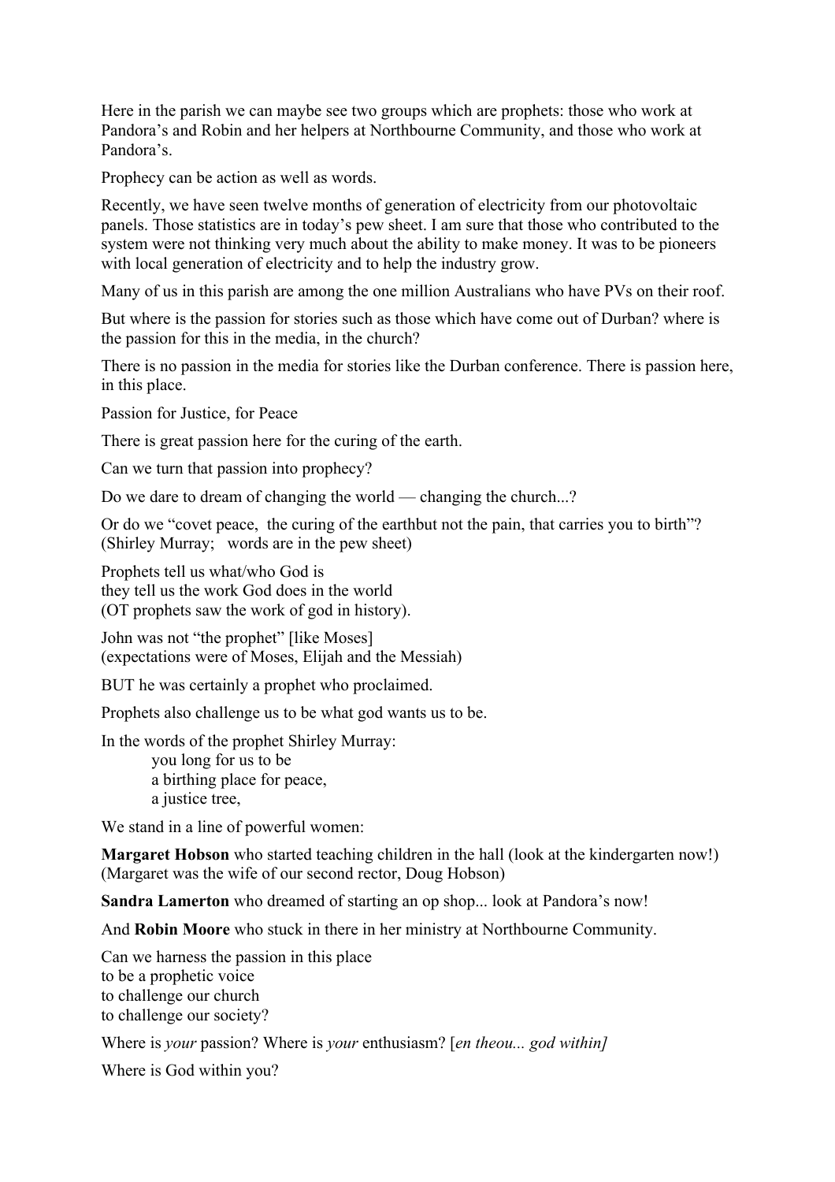Here in the parish we can maybe see two groups which are prophets: those who work at Pandora's and Robin and her helpers at Northbourne Community, and those who work at Pandora's.

Prophecy can be action as well as words.

Recently, we have seen twelve months of generation of electricity from our photovoltaic panels. Those statistics are in today's pew sheet. I am sure that those who contributed to the system were not thinking very much about the ability to make money. It was to be pioneers with local generation of electricity and to help the industry grow.

Many of us in this parish are among the one million Australians who have PVs on their roof.

But where is the passion for stories such as those which have come out of Durban? where is the passion for this in the media, in the church?

There is no passion in the media for stories like the Durban conference. There is passion here, in this place.

Passion for Justice, for Peace

There is great passion here for the curing of the earth.

Can we turn that passion into prophecy?

Do we dare to dream of changing the world — changing the church...?

Or do we "covet peace, the curing of the earthbut not the pain, that carries you to birth"? (Shirley Murray; words are in the pew sheet)

Prophets tell us what/who God is
they tell us the work God does in the world
(OT prophets saw the work of god in history).

John was not "the prophet" [like Moses]
(expectations were of Moses, Elijah and the Messiah)

BUT he was certainly a prophet who proclaimed.

Prophets also challenge us to be what god wants us to be.

In the words of the prophet Shirley Murray:

> you long for us to be
> a birthing place for peace,
> a justice tree,

We stand in a line of powerful women:

**Margaret Hobson** who started teaching children in the hall (look at the kindergarten now!) (Margaret was the wife of our second rector, Doug Hobson)

**Sandra Lamerton** who dreamed of starting an op shop... look at Pandora's now!

And **Robin Moore** who stuck in there in her ministry at Northbourne Community.

Can we harness the passion in this place
to be a prophetic voice
to challenge our church
to challenge our society?

Where is *your* passion? Where is *your* enthusiasm? [*en theou... god within]*

Where is God within you?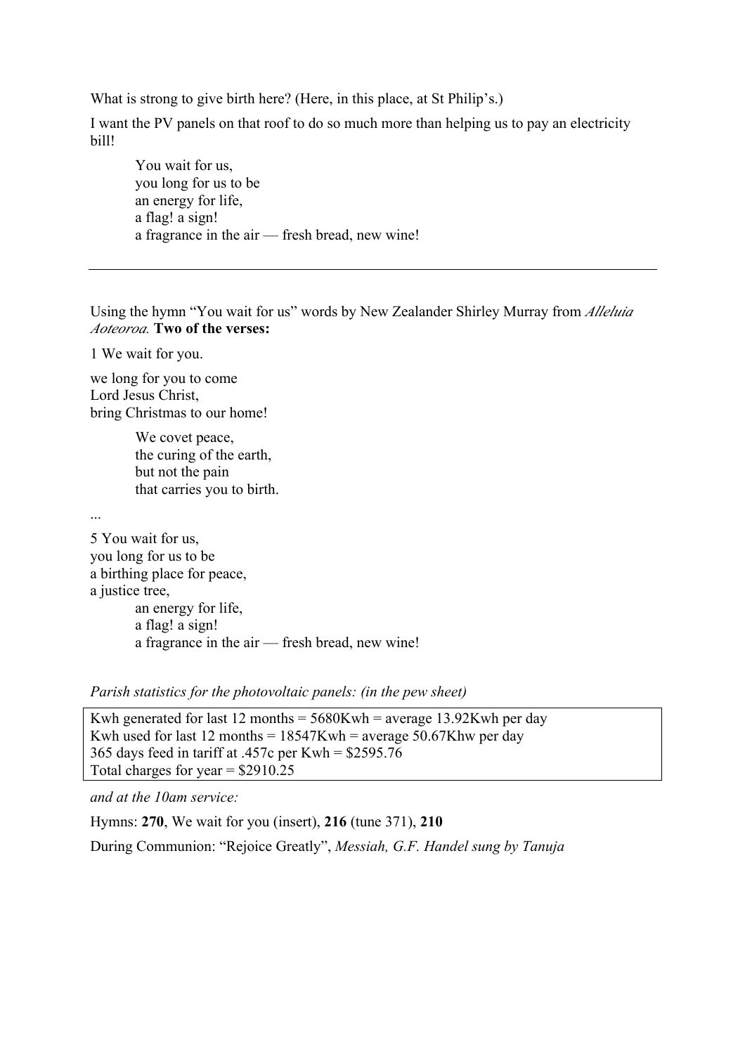What is strong to give birth here? (Here, in this place, at St Philip's.)

I want the PV panels on that roof to do so much more than helping us to pay an electricity bill!

> You wait for us,
> you long for us to be
> an energy for life,
> a flag! a sign!
> a fragrance in the air — fresh bread, new wine!

---

Using the hymn "You wait for us" words by New Zealander Shirley Murray from *Alleluia Aoteoroa.* **Two of the verses:**

1 We wait for you.

we long for you to come
Lord Jesus Christ,
bring Christmas to our home!

> We covet peace,
> the curing of the earth,
> but not the pain
> that carries you to birth.

...

5 You wait for us,
you long for us to be
a birthing place for peace,
a justice tree,

> an energy for life,
> a flag! a sign!
> a fragrance in the air — fresh bread, new wine!

*Parish statistics for the photovoltaic panels: (in the pew sheet)*

| |
|---|
| Kwh generated for last 12 months = 5680Kwh = average 13.92Kwh per day<br>Kwh used for last 12 months = 18547Kwh = average 50.67Khw per day<br>365 days feed in tariff at .457c per Kwh = $2595.76<br>Total charges for year = $2910.25 |

*and at the 10am service:*

Hymns: **270**, We wait for you (insert), **216** (tune 371), **210**

During Communion: "Rejoice Greatly", *Messiah, G.F. Handel sung by Tanuja*